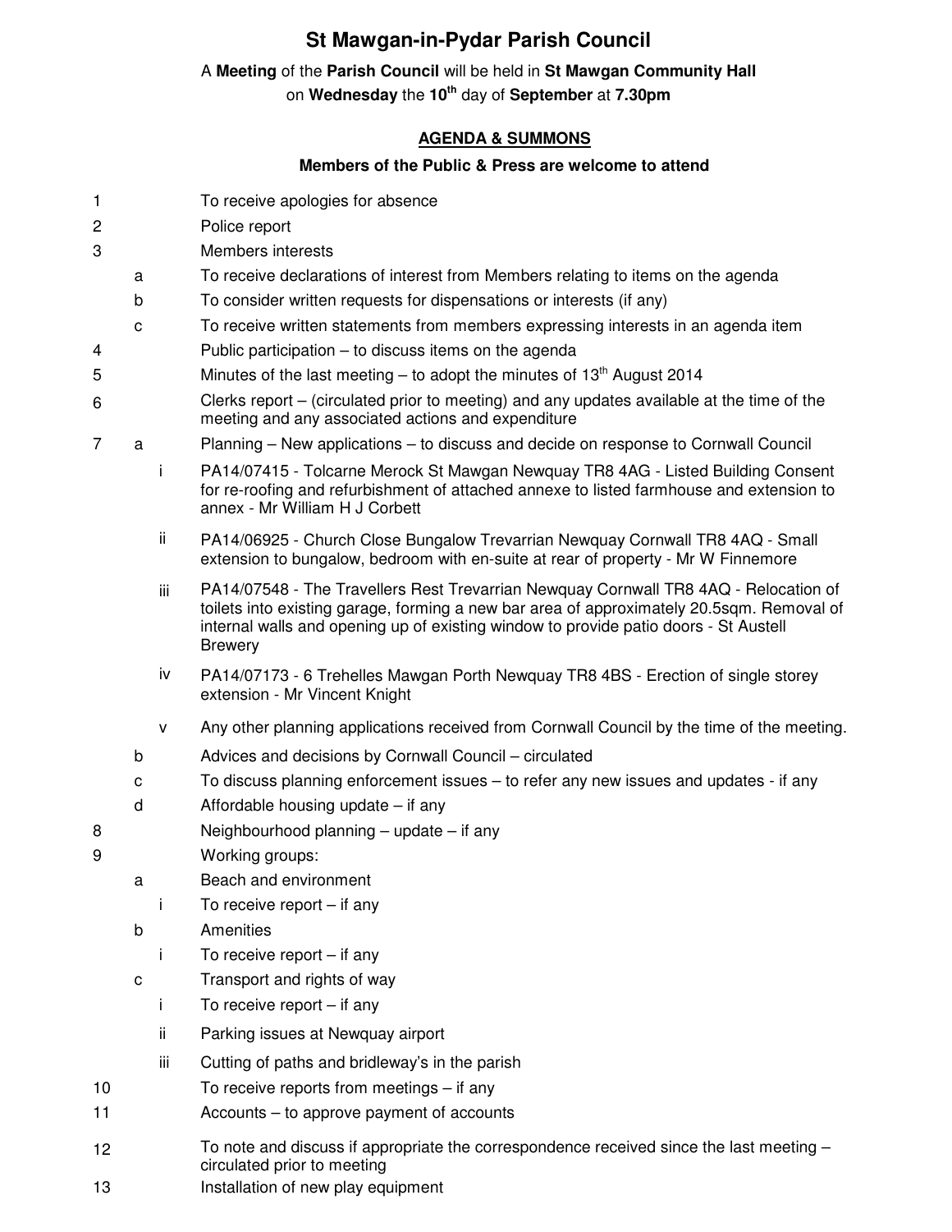# St Mawgan-in-Pydar Parish Council

A **Meeting** of the **Parish Council** will be held in **St Mawgan Community Hall** on **Wednesday** the **10th** day of **September** at **7.30pm**

## AGENDA & SUMMONS

**Members of the Public & Press are welcome to attend**

1. To receive apologies for absence
2. Police report
3. Members interests
   - a. To receive declarations of interest from Members relating to items on the agenda
   - b. To consider written requests for dispensations or interests (if any)
   - c. To receive written statements from members expressing interests in an agenda item
4. Public participation – to discuss items on the agenda
5. Minutes of the last meeting – to adopt the minutes of 13th August 2014
6. Clerks report – (circulated prior to meeting) and any updates available at the time of the meeting and any associated actions and expenditure
7. 
   - a. Planning – New applications – to discuss and decide on response to Cornwall Council
     - i. PA14/07415 - Tolcarne Merock St Mawgan Newquay TR8 4AG - Listed Building Consent for re-roofing and refurbishment of attached annexe to listed farmhouse and extension to annex - Mr William H J Corbett
     - ii. PA14/06925 - Church Close Bungalow Trevarrian Newquay Cornwall TR8 4AQ - Small extension to bungalow, bedroom with en-suite at rear of property - Mr W Finnemore
     - iii. PA14/07548 - The Travellers Rest Trevarrian Newquay Cornwall TR8 4AQ - Relocation of toilets into existing garage, forming a new bar area of approximately 20.5sqm. Removal of internal walls and opening up of existing window to provide patio doors - St Austell Brewery
     - iv. PA14/07173 - 6 Trehelles Mawgan Porth Newquay TR8 4BS - Erection of single storey extension - Mr Vincent Knight
     - v. Any other planning applications received from Cornwall Council by the time of the meeting.
   - b. Advices and decisions by Cornwall Council – circulated
   - c. To discuss planning enforcement issues – to refer any new issues and updates - if any
   - d. Affordable housing update – if any
8. Neighbourhood planning – update – if any
9. Working groups:
   - a. Beach and environment
     - i. To receive report – if any
   - b. Amenities
     - i. To receive report – if any
   - c. Transport and rights of way
     - i. To receive report – if any
     - ii. Parking issues at Newquay airport
     - iii. Cutting of paths and bridleway's in the parish
10. To receive reports from meetings – if any
11. Accounts – to approve payment of accounts
12. To note and discuss if appropriate the correspondence received since the last meeting – circulated prior to meeting
13. Installation of new play equipment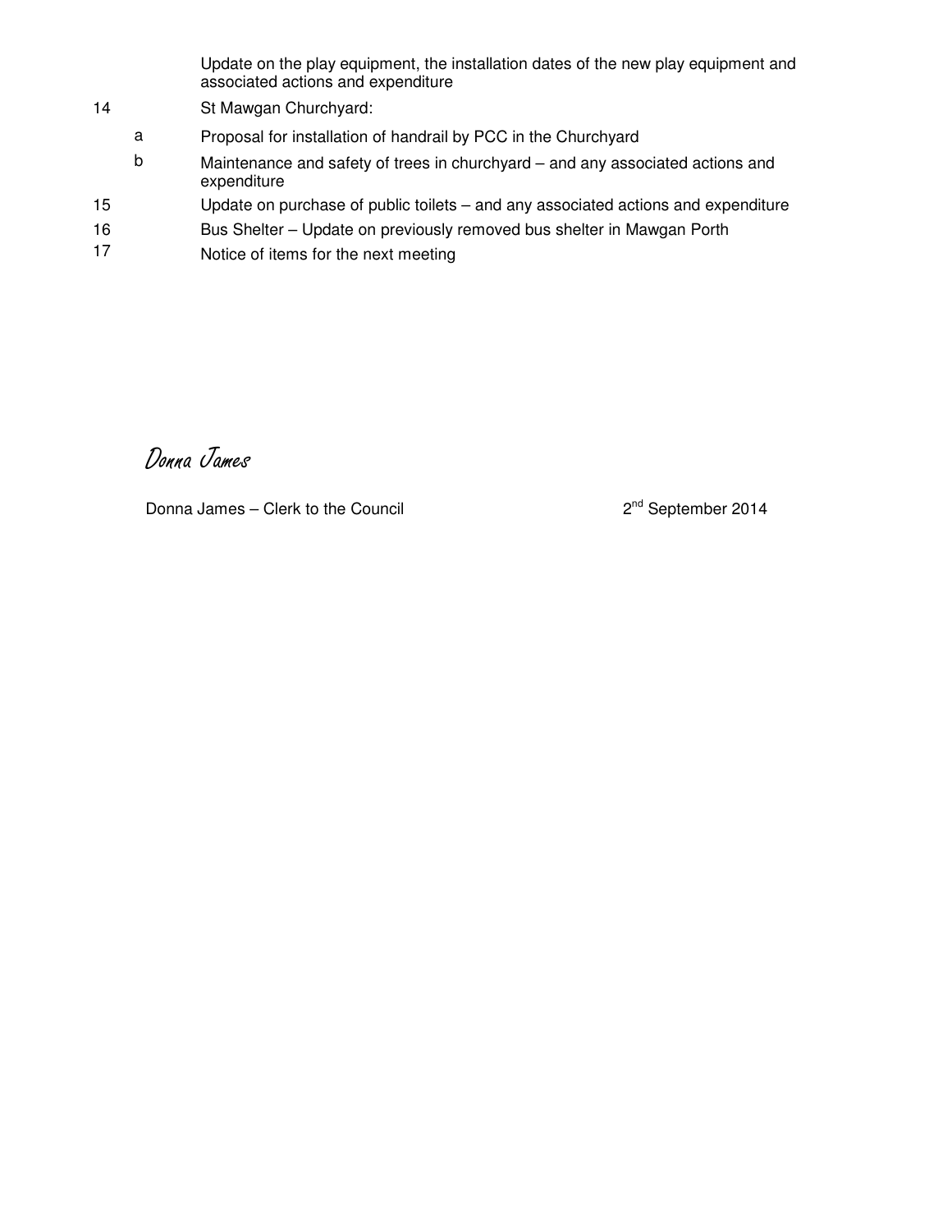Update on the play equipment, the installation dates of the new play equipment and associated actions and expenditure

14 St Mawgan Churchyard:

- a Proposal for installation of handrail by PCC in the Churchyard
- b Maintenance and safety of trees in churchyard – and any associated actions and expenditure

15 Update on purchase of public toilets – and any associated actions and expenditure

16 Bus Shelter – Update on previously removed bus shelter in Mawgan Porth

17 Notice of items for the next meeting

*Donna James*

Donna James – Clerk to the Council

2nd September 2014